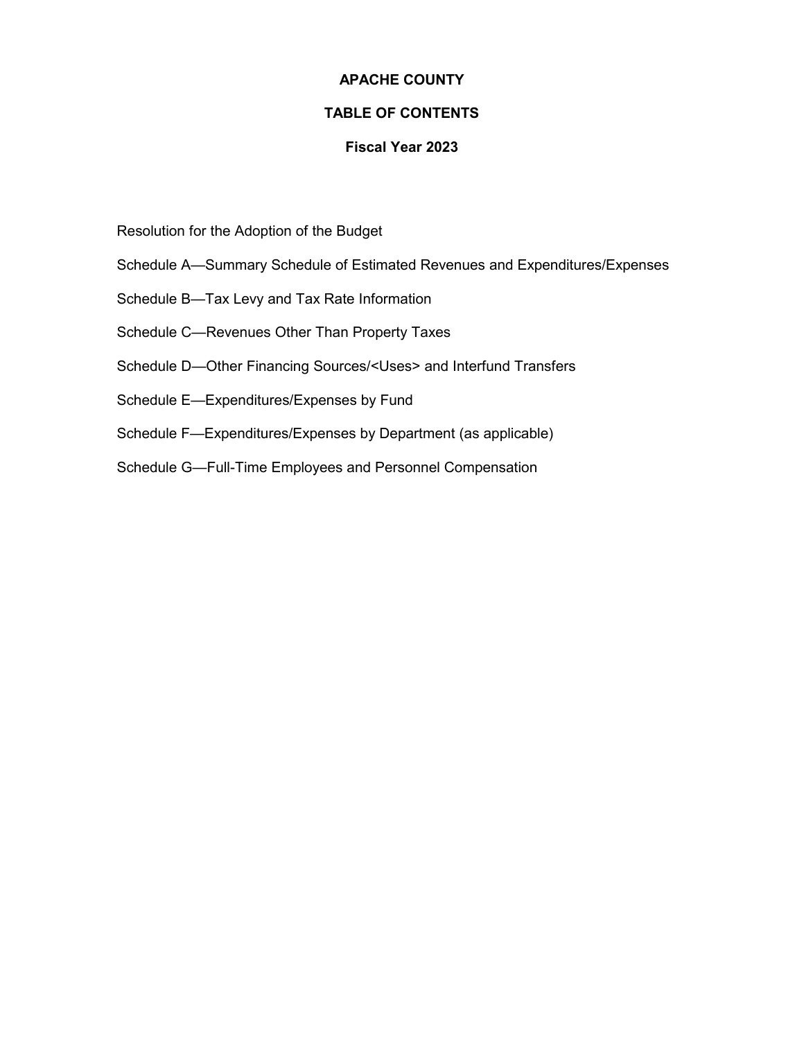# APACHE COUNTY

## TABLE OF CONTENTS

### Fiscal Year 2023

Resolution for the Adoption of the Budget

Schedule A—Summary Schedule of Estimated Revenues and Expenditures/Expenses

Schedule B—Tax Levy and Tax Rate Information

Schedule C—Revenues Other Than Property Taxes

Schedule D—Other Financing Sources/<Uses> and Interfund Transfers

Schedule E—Expenditures/Expenses by Fund

Schedule F—Expenditures/Expenses by Department (as applicable)

Schedule G—Full-Time Employees and Personnel Compensation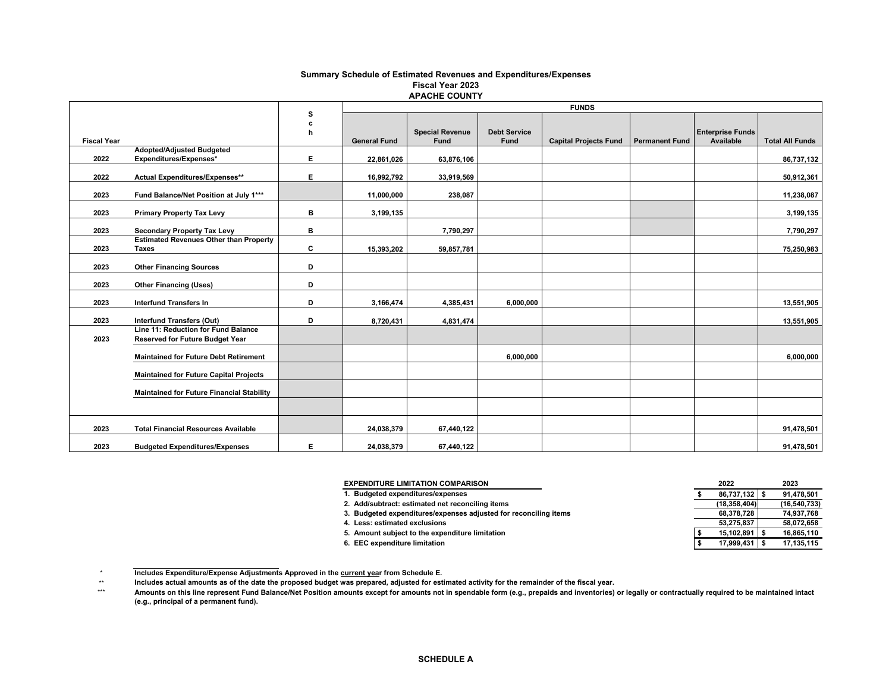## Summary Schedule of Estimated Revenues and Expenditures/Expenses
### Fiscal Year 2023
### APACHE COUNTY

| Fiscal Year | | Sch | FUNDS | | | | | | |
|---|---|---|---|---|---|---|---|---|---|
| | | | General Fund | Special Revenue Fund | Debt Service Fund | Capital Projects Fund | Permanent Fund | Enterprise Funds Available | Total All Funds |
| 2022 | Adopted/Adjusted Budgeted Expenditures/Expenses* | E | 22,861,026 | 63,876,106 | | | | | 86,737,132 |
| 2022 | Actual Expenditures/Expenses** | E | 16,992,792 | 33,919,569 | | | | | 50,912,361 |
| 2023 | Fund Balance/Net Position at July 1*** | | 11,000,000 | 238,087 | | | | | 11,238,087 |
| 2023 | Primary Property Tax Levy | B | 3,199,135 | | | | | | 3,199,135 |
| 2023 | Secondary Property Tax Levy | B | | 7,790,297 | | | | | 7,790,297 |
| 2023 | Estimated Revenues Other than Property Taxes | C | 15,393,202 | 59,857,781 | | | | | 75,250,983 |
| 2023 | Other Financing Sources | D | | | | | | | |
| 2023 | Other Financing (Uses) | D | | | | | | | |
| 2023 | Interfund Transfers In | D | 3,166,474 | 4,385,431 | 6,000,000 | | | | 13,551,905 |
| 2023 | Interfund Transfers (Out) | D | 8,720,431 | 4,831,474 | | | | | 13,551,905 |
| 2023 | Line 11: Reduction for Fund Balance Reserved for Future Budget Year | | | | | | | | |
| | Maintained for Future Debt Retirement | | | | 6,000,000 | | | | 6,000,000 |
| | Maintained for Future Capital Projects | | | | | | | | |
| | Maintained for Future Financial Stability | | | | | | | | |
| | | | | | | | | | |
| 2023 | Total Financial Resources Available | | 24,038,379 | 67,440,122 | | | | | 91,478,501 |
| 2023 | Budgeted Expenditures/Expenses | E | 24,038,379 | 67,440,122 | | | | | 91,478,501 |

| EXPENDITURE LIMITATION COMPARISON | 2022 | 2023 |
|---|---|---|
| 1. Budgeted expenditures/expenses | $ 86,737,132 | $ 91,478,501 |
| 2. Add/subtract: estimated net reconciling items | (18,358,404) | (16,540,733) |
| 3. Budgeted expenditures/expenses adjusted for reconciling items | 68,378,728 | 74,937,768 |
| 4. Less: estimated exclusions | 53,275,837 | 58,072,658 |
| 5. Amount subject to the expenditure limitation | $ 15,102,891 | $ 16,865,110 |
| 6. EEC expenditure limitation | $ 17,999,431 | $ 17,135,115 |

\* Includes Expenditure/Expense Adjustments Approved in the current year from Schedule E.

\** Includes actual amounts as of the date the proposed budget was prepared, adjusted for estimated activity for the remainder of the fiscal year.

\*** Amounts on this line represent Fund Balance/Net Position amounts except for amounts not in spendable form (e.g., prepaids and inventories) or legally or contractually required to be maintained intact (e.g., principal of a permanent fund).

**SCHEDULE A**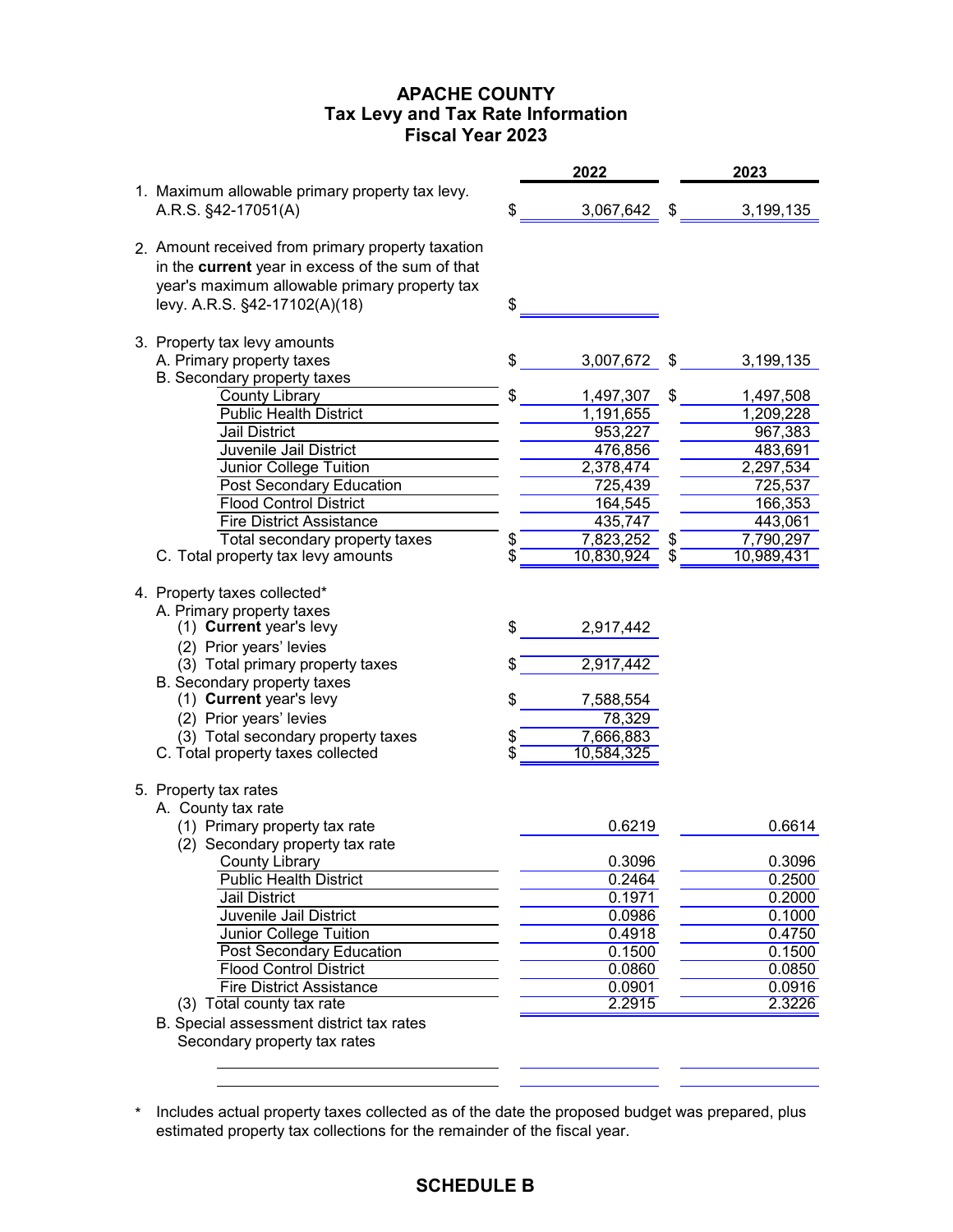# APACHE COUNTY
## Tax Levy and Tax Rate Information
## Fiscal Year 2023

| | | 2022 | | 2023 |
|---|---|---|---|---|
| 1. Maximum allowable primary property tax levy. A.R.S. §42-17051(A) | $ | 3,067,642 | $ | 3,199,135 |
| 2. Amount received from primary property taxation in the **current** year in excess of the sum of that year's maximum allowable primary property tax levy. A.R.S. §42-17102(A)(18) | $ | | | |
| 3. Property tax levy amounts | | | | |
| A. Primary property taxes | $ | 3,007,672 | $ | 3,199,135 |
| B. Secondary property taxes | | | | |
| County Library | $ | 1,497,307 | $ | 1,497,508 |
| Public Health District | | 1,191,655 | | 1,209,228 |
| Jail District | | 953,227 | | 967,383 |
| Juvenile Jail District | | 476,856 | | 483,691 |
| Junior College Tuition | | 2,378,474 | | 2,297,534 |
| Post Secondary Education | | 725,439 | | 725,537 |
| Flood Control District | | 164,545 | | 166,353 |
| Fire District Assistance | | 435,747 | | 443,061 |
| Total secondary property taxes | $ | 7,823,252 | $ | 7,790,297 |
| C. Total property tax levy amounts | $ | 10,830,924 | $ | 10,989,431 |
| 4. Property taxes collected* | | | | |
| A. Primary property taxes | | | | |
| (1) **Current** year's levy | $ | 2,917,442 | | |
| (2) Prior years' levies | | | | |
| (3) Total primary property taxes | $ | 2,917,442 | | |
| B. Secondary property taxes | | | | |
| (1) **Current** year's levy | $ | 7,588,554 | | |
| (2) Prior years' levies | | 78,329 | | |
| (3) Total secondary property taxes | $ | 7,666,883 | | |
| C. Total property taxes collected | $ | 10,584,325 | | |
| 5. Property tax rates | | | | |
| A. County tax rate | | | | |
| (1) Primary property tax rate | | 0.6219 | | 0.6614 |
| (2) Secondary property tax rate | | | | |
| County Library | | 0.3096 | | 0.3096 |
| Public Health District | | 0.2464 | | 0.2500 |
| Jail District | | 0.1971 | | 0.2000 |
| Juvenile Jail District | | 0.0986 | | 0.1000 |
| Junior College Tuition | | 0.4918 | | 0.4750 |
| Post Secondary Education | | 0.1500 | | 0.1500 |
| Flood Control District | | 0.0860 | | 0.0850 |
| Fire District Assistance | | 0.0901 | | 0.0916 |
| (3) Total county tax rate | | 2.2915 | | 2.3226 |
| B. Special assessment district tax rates | | | | |
| Secondary property tax rates | | | | |

\* Includes actual property taxes collected as of the date the proposed budget was prepared, plus estimated property tax collections for the remainder of the fiscal year.

**SCHEDULE B**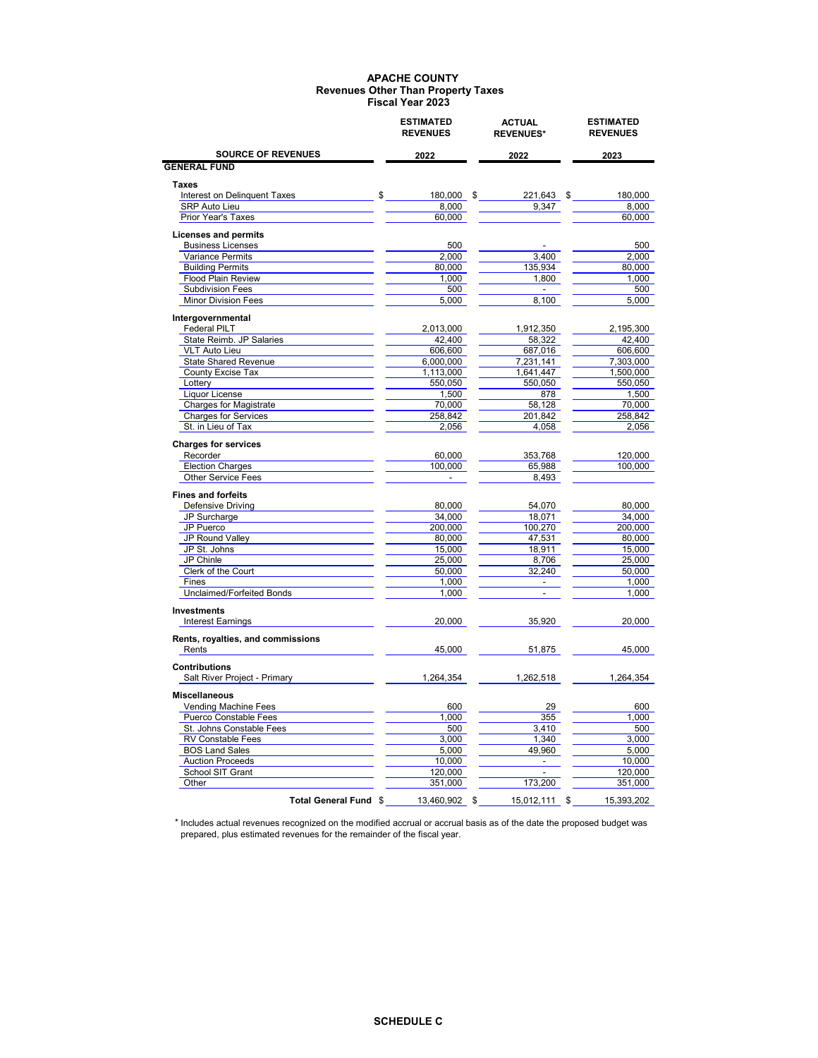# APACHE COUNTY
## Revenues Other Than Property Taxes
## Fiscal Year 2023

| SOURCE OF REVENUES | ESTIMATED REVENUES 2022 | ACTUAL REVENUES* 2022 | ESTIMATED REVENUES 2023 |
|---|---|---|---|
| **GENERAL FUND** | | | |
| **Taxes** | | | |
| Interest on Delinquent Taxes | $ 180,000 | $ 221,643 | $ 180,000 |
| SRP Auto Lieu | 8,000 | 9,347 | 8,000 |
| Prior Year's Taxes | 60,000 | | 60,000 |
| **Licenses and permits** | | | |
| Business Licenses | 500 | - | 500 |
| Variance Permits | 2,000 | 3,400 | 2,000 |
| Building Permits | 80,000 | 135,934 | 80,000 |
| Flood Plain Review | 1,000 | 1,800 | 1,000 |
| Subdivision Fees | 500 | - | 500 |
| Minor Division Fees | 5,000 | 8,100 | 5,000 |
| **Intergovernmental** | | | |
| Federal PILT | 2,013,000 | 1,912,350 | 2,195,300 |
| State Reimb. JP Salaries | 42,400 | 58,322 | 42,400 |
| VLT Auto Lieu | 606,600 | 687,016 | 606,600 |
| State Shared Revenue | 6,000,000 | 7,231,141 | 7,303,000 |
| County Excise Tax | 1,113,000 | 1,641,447 | 1,500,000 |
| Lottery | 550,050 | 550,050 | 550,050 |
| Liquor License | 1,500 | 878 | 1,500 |
| Charges for Magistrate | 70,000 | 58,128 | 70,000 |
| Charges for Services | 258,842 | 201,842 | 258,842 |
| St. in Lieu of Tax | 2,056 | 4,058 | 2,056 |
| **Charges for services** | | | |
| Recorder | 60,000 | 353,768 | 120,000 |
| Election Charges | 100,000 | 65,988 | 100,000 |
| Other Service Fees | - | 8,493 | |
| **Fines and forfeits** | | | |
| Defensive Driving | 80,000 | 54,070 | 80,000 |
| JP Surcharge | 34,000 | 18,071 | 34,000 |
| JP Puerco | 200,000 | 100,270 | 200,000 |
| JP Round Valley | 80,000 | 47,531 | 80,000 |
| JP St. Johns | 15,000 | 18,911 | 15,000 |
| JP Chinle | 25,000 | 8,706 | 25,000 |
| Clerk of the Court | 50,000 | 32,240 | 50,000 |
| Fines | 1,000 | - | 1,000 |
| Unclaimed/Forfeited Bonds | 1,000 | - | 1,000 |
| **Investments** | | | |
| Interest Earnings | 20,000 | 35,920 | 20,000 |
| **Rents, royalties, and commissions** | | | |
| Rents | 45,000 | 51,875 | 45,000 |
| **Contributions** | | | |
| Salt River Project - Primary | 1,264,354 | 1,262,518 | 1,264,354 |
| **Miscellaneous** | | | |
| Vending Machine Fees | 600 | 29 | 600 |
| Puerco Constable Fees | 1,000 | 355 | 1,000 |
| St. Johns Constable Fees | 500 | 3,410 | 500 |
| RV Constable Fees | 3,000 | 1,340 | 3,000 |
| BOS Land Sales | 5,000 | 49,960 | 5,000 |
| Auction Proceeds | 10,000 | - | 10,000 |
| School SIT Grant | 120,000 | - | 120,000 |
| Other | 351,000 | 173,200 | 351,000 |
| **Total General Fund** | $ 13,460,902 | $ 15,012,111 | $ 15,393,202 |

\* Includes actual revenues recognized on the modified accrual or accrual basis as of the date the proposed budget was prepared, plus estimated revenues for the remainder of the fiscal year.

SCHEDULE C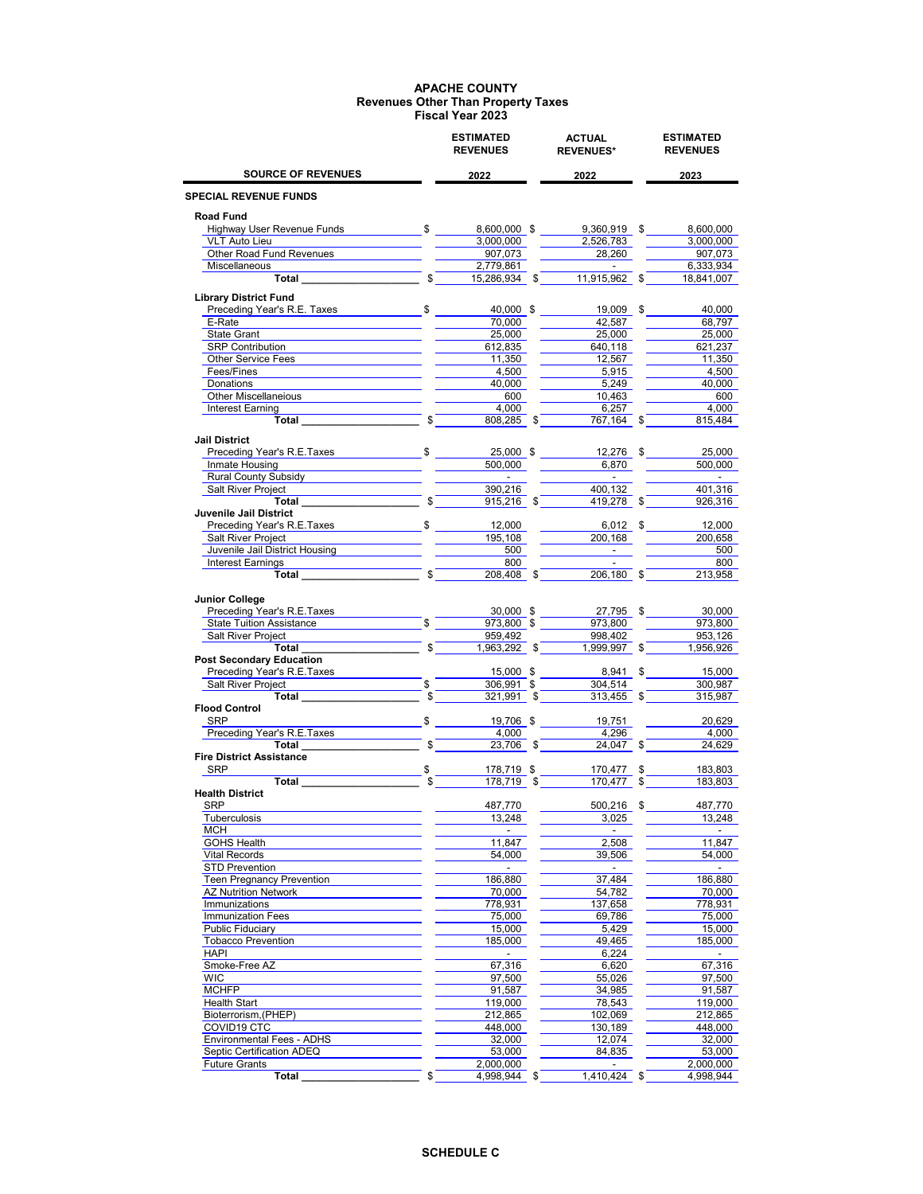# APACHE COUNTY
## Revenues Other Than Property Taxes
## Fiscal Year 2023

| SOURCE OF REVENUES | ESTIMATED REVENUES 2022 | ACTUAL REVENUES* 2022 | ESTIMATED REVENUES 2023 |
|---|---|---|---|
| **SPECIAL REVENUE FUNDS** | | | |
| **Road Fund** | | | |
| Highway User Revenue Funds | $ 8,600,000 | $ 9,360,919 | $ 8,600,000 |
| VLT Auto Lieu | 3,000,000 | 2,526,783 | 3,000,000 |
| Other Road Fund Revenues | 907,073 | 28,260 | 907,073 |
| Miscellaneous | 2,779,861 | - | 6,333,934 |
| **Total** | $ 15,286,934 | $ 11,915,962 | $ 18,841,007 |
| **Library District Fund** | | | |
| Preceding Year's R.E. Taxes | $ 40,000 | $ 19,009 | $ 40,000 |
| E-Rate | 70,000 | 42,587 | 68,797 |
| State Grant | 25,000 | 25,000 | 25,000 |
| SRP Contribution | 612,835 | 640,118 | 621,237 |
| Other Service Fees | 11,350 | 12,567 | 11,350 |
| Fees/Fines | 4,500 | 5,915 | 4,500 |
| Donations | 40,000 | 5,249 | 40,000 |
| Other Miscellaneious | 600 | 10,463 | 600 |
| Interest Earning | 4,000 | 6,257 | 4,000 |
| **Total** | $ 808,285 | $ 767,164 | $ 815,484 |
| **Jail District** | | | |
| Preceding Year's R.E.Taxes | $ 25,000 | $ 12,276 | $ 25,000 |
| Inmate Housing | 500,000 | 6,870 | 500,000 |
| Rural County Subsidy | - | - | - |
| Salt River Project | 390,216 | 400,132 | 401,316 |
| **Total** | $ 915,216 | $ 419,278 | $ 926,316 |
| **Juvenile Jail District** | | | |
| Preceding Year's R.E.Taxes | $ 12,000 | 6,012 | $ 12,000 |
| Salt River Project | 195,108 | 200,168 | 200,658 |
| Juvenile Jail District Housing | 500 | - | 500 |
| Interest Earnings | 800 | - | 800 |
| **Total** | $ 208,408 | $ 206,180 | $ 213,958 |
| **Junior College** | | | |
| Preceding Year's R.E.Taxes | 30,000 | $ 27,795 | $ 30,000 |
| State Tuition Assistance | $ 973,800 | $ 973,800 | 973,800 |
| Salt River Project | 959,492 | 998,402 | 953,126 |
| **Total** | $ 1,963,292 | $ 1,999,997 | $ 1,956,926 |
| **Post Secondary Education** | | | |
| Preceding Year's R.E.Taxes | 15,000 | $ 8,941 | $ 15,000 |
| Salt River Project | $ 306,991 | $ 304,514 | 300,987 |
| **Total** | $ 321,991 | $ 313,455 | $ 315,987 |
| **Flood Control** | | | |
| SRP | $ 19,706 | $ 19,751 | 20,629 |
| Preceding Year's R.E.Taxes | 4,000 | 4,296 | 4,000 |
| **Total** | $ 23,706 | $ 24,047 | $ 24,629 |
| **Fire District Assistance** | | | |
| SRP | $ 178,719 | $ 170,477 | $ 183,803 |
| **Total** | $ 178,719 | $ 170,477 | $ 183,803 |
| **Health District** | | | |
| SRP | 487,770 | 500,216 | $ 487,770 |
| Tuberculosis | 13,248 | 3,025 | 13,248 |
| MCH | - | - | - |
| GOHS Health | 11,847 | 2,508 | 11,847 |
| Vital Records | 54,000 | 39,506 | 54,000 |
| STD Prevention | - | - | - |
| Teen Pregnancy Prevention | 186,880 | 37,484 | 186,880 |
| AZ Nutrition Network | 70,000 | 54,782 | 70,000 |
| Immunizations | 778,931 | 137,658 | 778,931 |
| Immunization Fees | 75,000 | 69,786 | 75,000 |
| Public Fiduciary | 15,000 | 5,429 | 15,000 |
| Tobacco Prevention | 185,000 | 49,465 | 185,000 |
| HAPI | - | 6,224 | - |
| Smoke-Free AZ | 67,316 | 6,620 | 67,316 |
| WIC | 97,500 | 55,026 | 97,500 |
| MCHFP | 91,587 | 34,985 | 91,587 |
| Health Start | 119,000 | 78,543 | 119,000 |
| Bioterrorism,(PHEP) | 212,865 | 102,069 | 212,865 |
| COVID19 CTC | 448,000 | 130,189 | 448,000 |
| Environmental Fees - ADHS | 32,000 | 12,074 | 32,000 |
| Septic Certification ADEQ | 53,000 | 84,835 | 53,000 |
| Future Grants | 2,000,000 | - | 2,000,000 |
| **Total** | $ 4,998,944 | $ 1,410,424 | $ 4,998,944 |

SCHEDULE C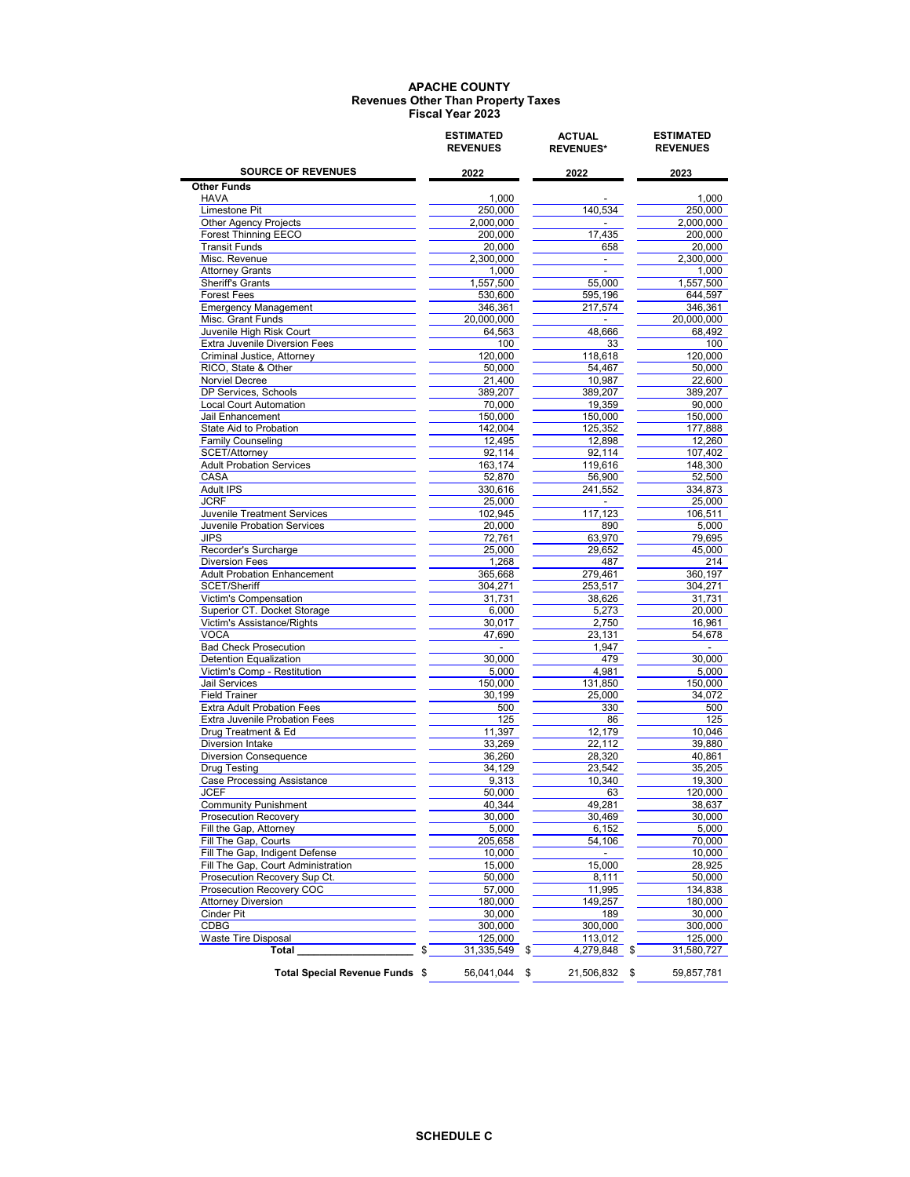# APACHE COUNTY
## Revenues Other Than Property Taxes
## Fiscal Year 2023

| SOURCE OF REVENUES | ESTIMATED REVENUES 2022 | ACTUAL REVENUES* 2022 | ESTIMATED REVENUES 2023 |
|---|---|---|---|
| **Other Funds** | | | |
| HAVA | 1,000 | - | 1,000 |
| Limestone Pit | 250,000 | 140,534 | 250,000 |
| Other Agency Projects | 2,000,000 | - | 2,000,000 |
| Forest Thinning EECO | 200,000 | 17,435 | 200,000 |
| Transit Funds | 20,000 | 658 | 20,000 |
| Misc. Revenue | 2,300,000 | - | 2,300,000 |
| Attorney Grants | 1,000 | - | 1,000 |
| Sheriff's Grants | 1,557,500 | 55,000 | 1,557,500 |
| Forest Fees | 530,600 | 595,196 | 644,597 |
| Emergency Management | 346,361 | 217,574 | 346,361 |
| Misc. Grant Funds | 20,000,000 | - | 20,000,000 |
| Juvenile High Risk Court | 64,563 | 48,666 | 68,492 |
| Extra Juvenile Diversion Fees | 100 | 33 | 100 |
| Criminal Justice, Attorney | 120,000 | 118,618 | 120,000 |
| RICO, State & Other | 50,000 | 54,467 | 50,000 |
| Norviel Decree | 21,400 | 10,987 | 22,600 |
| DP Services, Schools | 389,207 | 389,207 | 389,207 |
| Local Court Automation | 70,000 | 19,359 | 90,000 |
| Jail Enhancement | 150,000 | 150,000 | 150,000 |
| State Aid to Probation | 142,004 | 125,352 | 177,888 |
| Family Counseling | 12,495 | 12,898 | 12,260 |
| SCET/Attorney | 92,114 | 92,114 | 107,402 |
| Adult Probation Services | 163,174 | 119,616 | 148,300 |
| CASA | 52,870 | 56,900 | 52,500 |
| Adult IPS | 330,616 | 241,552 | 334,873 |
| JCRF | 25,000 | - | 25,000 |
| Juvenile Treatment Services | 102,945 | 117,123 | 106,511 |
| Juvenile Probation Services | 20,000 | 890 | 5,000 |
| JIPS | 72,761 | 63,970 | 79,695 |
| Recorder's Surcharge | 25,000 | 29,652 | 45,000 |
| Diversion Fees | 1,268 | 487 | 214 |
| Adult Probation Enhancement | 365,668 | 279,461 | 360,197 |
| SCET/Sheriff | 304,271 | 253,517 | 304,271 |
| Victim's Compensation | 31,731 | 38,626 | 31,731 |
| Superior CT. Docket Storage | 6,000 | 5,273 | 20,000 |
| Victim's Assistance/Rights | 30,017 | 2,750 | 16,961 |
| VOCA | 47,690 | 23,131 | 54,678 |
| Bad Check Prosecution | - | 1,947 | - |
| Detention Equalization | 30,000 | 479 | 30,000 |
| Victim's Comp - Restitution | 5,000 | 4,981 | 5,000 |
| Jail Services | 150,000 | 131,850 | 150,000 |
| Field Trainer | 30,199 | 25,000 | 34,072 |
| Extra Adult Probation Fees | 500 | 330 | 500 |
| Extra Juvenile Probation Fees | 125 | 86 | 125 |
| Drug Treatment & Ed | 11,397 | 12,179 | 10,046 |
| Diversion Intake | 33,269 | 22,112 | 39,880 |
| Diversion Consequence | 36,260 | 28,320 | 40,861 |
| Drug Testing | 34,129 | 23,542 | 35,205 |
| Case Processing Assistance | 9,313 | 10,340 | 19,300 |
| JCEF | 50,000 | 63 | 120,000 |
| Community Punishment | 40,344 | 49,281 | 38,637 |
| Prosecution Recovery | 30,000 | 30,469 | 30,000 |
| Fill the Gap, Attorney | 5,000 | 6,152 | 5,000 |
| Fill The Gap, Courts | 205,658 | 54,106 | 70,000 |
| Fill The Gap, Indigent Defense | 10,000 | - | 10,000 |
| Fill The Gap, Court Administration | 15,000 | 15,000 | 28,925 |
| Prosecution Recovery Sup Ct. | 50,000 | 8,111 | 50,000 |
| Prosecution Recovery COC | 57,000 | 11,995 | 134,838 |
| Attorney Diversion | 180,000 | 149,257 | 180,000 |
| Cinder Pit | 30,000 | 189 | 30,000 |
| CDBG | 300,000 | 300,000 | 300,000 |
| Waste Tire Disposal | 125,000 | 113,012 | 125,000 |
| **Total** | $ 31,335,549 | $ 4,279,848 | $ 31,580,727 |
| **Total Special Revenue Funds** | $ 56,041,044 | $ 21,506,832 | $ 59,857,781 |

**SCHEDULE C**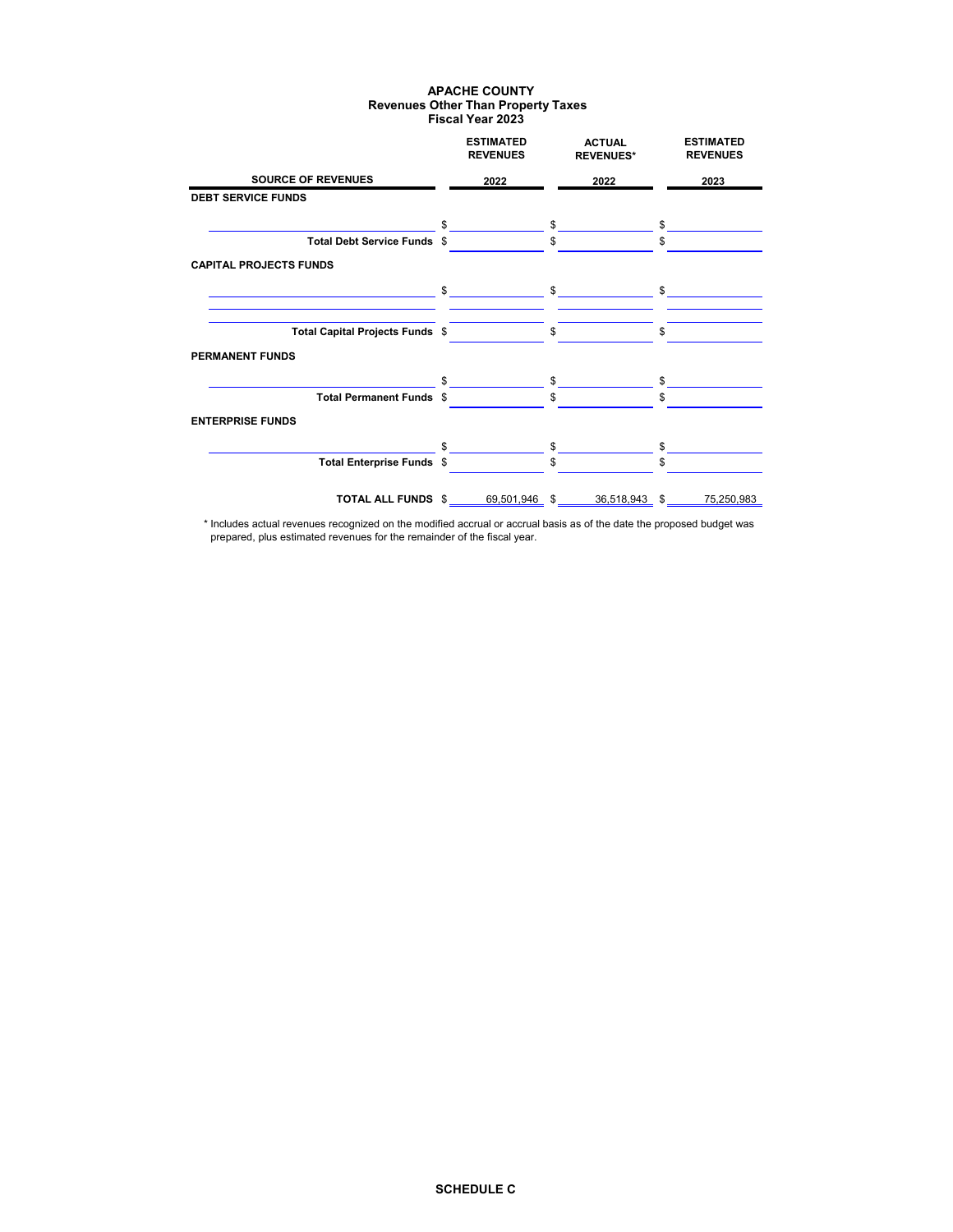# APACHE COUNTY
## Revenues Other Than Property Taxes
## Fiscal Year 2023

| SOURCE OF REVENUES | ESTIMATED REVENUES 2022 | ACTUAL REVENUES* 2022 | ESTIMATED REVENUES 2023 |
|---|---|---|---|
| **DEBT SERVICE FUNDS** | | | |
| | $ | $ | $ |
| **Total Debt Service Funds** | $ | $ | $ |
| **CAPITAL PROJECTS FUNDS** | | | |
| | $ | $ | $ |
| | | | |
| | | | |
| **Total Capital Projects Funds** | $ | $ | $ |
| **PERMANENT FUNDS** | | | |
| | $ | $ | $ |
| **Total Permanent Funds** | $ | $ | $ |
| **ENTERPRISE FUNDS** | | | |
| | $ | $ | $ |
| **Total Enterprise Funds** | $ | $ | $ |
| **TOTAL ALL FUNDS** | $ 69,501,946 | $ 36,518,943 | $ 75,250,983 |

* Includes actual revenues recognized on the modified accrual or accrual basis as of the date the proposed budget was prepared, plus estimated revenues for the remainder of the fiscal year.

**SCHEDULE C**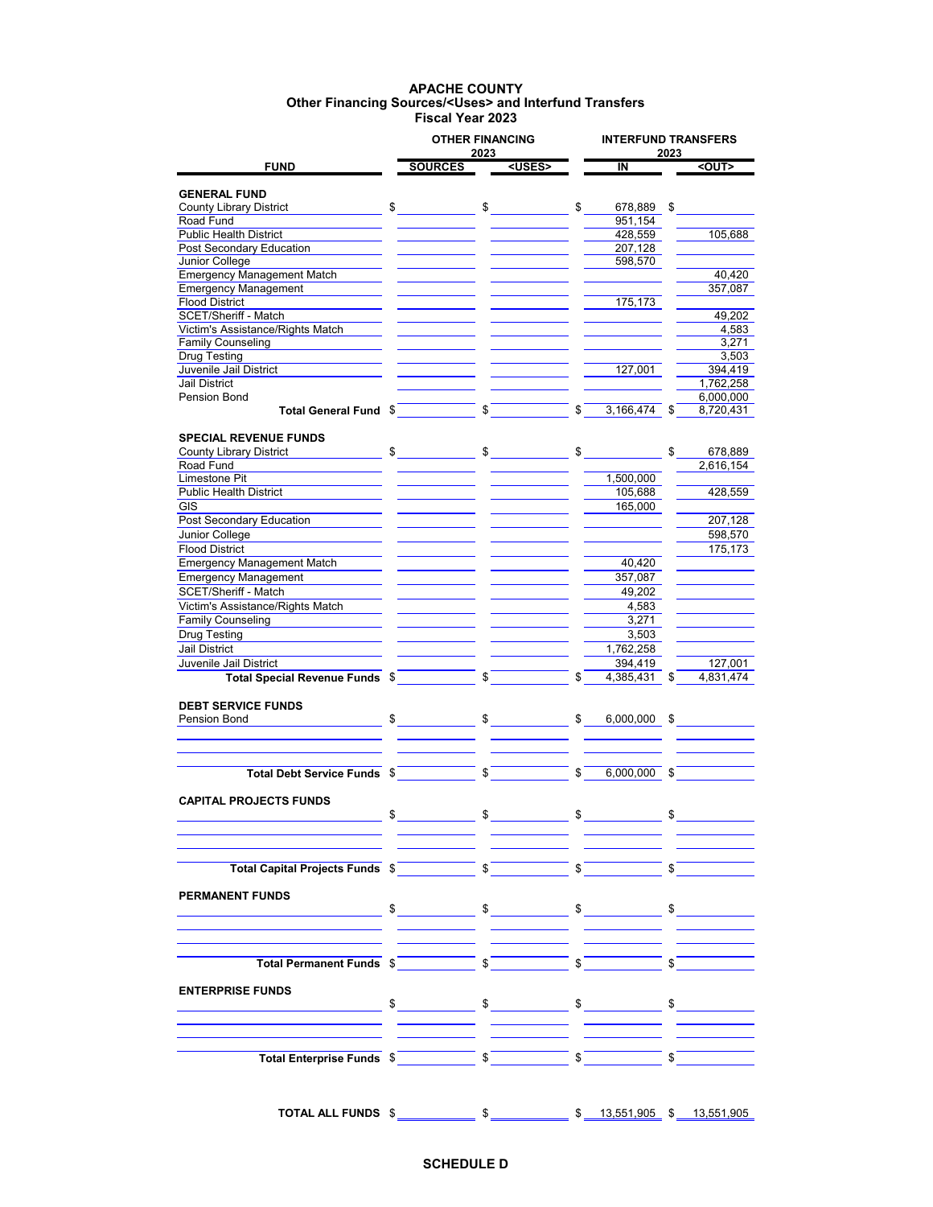# APACHE COUNTY
## Other Financing Sources/<Uses> and Interfund Transfers
## Fiscal Year 2023

| FUND | OTHER FINANCING 2023 SOURCES | OTHER FINANCING 2023 <USES> | INTERFUND TRANSFERS 2023 IN | INTERFUND TRANSFERS 2023 <OUT> |
|---|---|---|---|---|
| **GENERAL FUND** | | | | |
| County Library District | $ | $ | $ 678,889 | $ |
| Road Fund | | | 951,154 | |
| Public Health District | | | 428,559 | 105,688 |
| Post Secondary Education | | | 207,128 | |
| Junior College | | | 598,570 | |
| Emergency Management Match | | | | 40,420 |
| Emergency Management | | | | 357,087 |
| Flood District | | | 175,173 | |
| SCET/Sheriff - Match | | | | 49,202 |
| Victim's Assistance/Rights Match | | | | 4,583 |
| Family Counseling | | | | 3,271 |
| Drug Testing | | | | 3,503 |
| Juvenile Jail District | | | 127,001 | 394,419 |
| Jail District | | | | 1,762,258 |
| Pension Bond | | | | 6,000,000 |
| **Total General Fund** | $ | $ | $ 3,166,474 | $ 8,720,431 |
| **SPECIAL REVENUE FUNDS** | | | | |
| County Library District | $ | $ | $ | $ 678,889 |
| Road Fund | | | | 2,616,154 |
| Limestone Pit | | | 1,500,000 | |
| Public Health District | | | 105,688 | 428,559 |
| GIS | | | 165,000 | |
| Post Secondary Education | | | | 207,128 |
| Junior College | | | | 598,570 |
| Flood District | | | | 175,173 |
| Emergency Management Match | | | 40,420 | |
| Emergency Management | | | 357,087 | |
| SCET/Sheriff - Match | | | 49,202 | |
| Victim's Assistance/Rights Match | | | 4,583 | |
| Family Counseling | | | 3,271 | |
| Drug Testing | | | 3,503 | |
| Jail District | | | 1,762,258 | |
| Juvenile Jail District | | | 394,419 | 127,001 |
| **Total Special Revenue Funds** | $ | $ | $ 4,385,431 | $ 4,831,474 |
| **DEBT SERVICE FUNDS** | | | | |
| Pension Bond | $ | $ | $ 6,000,000 | $ |
| **Total Debt Service Funds** | $ | $ | $ 6,000,000 | $ |
| **CAPITAL PROJECTS FUNDS** | | | | |
| | $ | $ | $ | $ |
| **Total Capital Projects Funds** | $ | $ | $ | $ |
| **PERMANENT FUNDS** | | | | |
| | $ | $ | $ | $ |
| **Total Permanent Funds** | $ | $ | $ | $ |
| **ENTERPRISE FUNDS** | | | | |
| | $ | $ | $ | $ |
| **Total Enterprise Funds** | $ | $ | $ | $ |
| **TOTAL ALL FUNDS** | $ | $ | $ 13,551,905 | $ 13,551,905 |

**SCHEDULE D**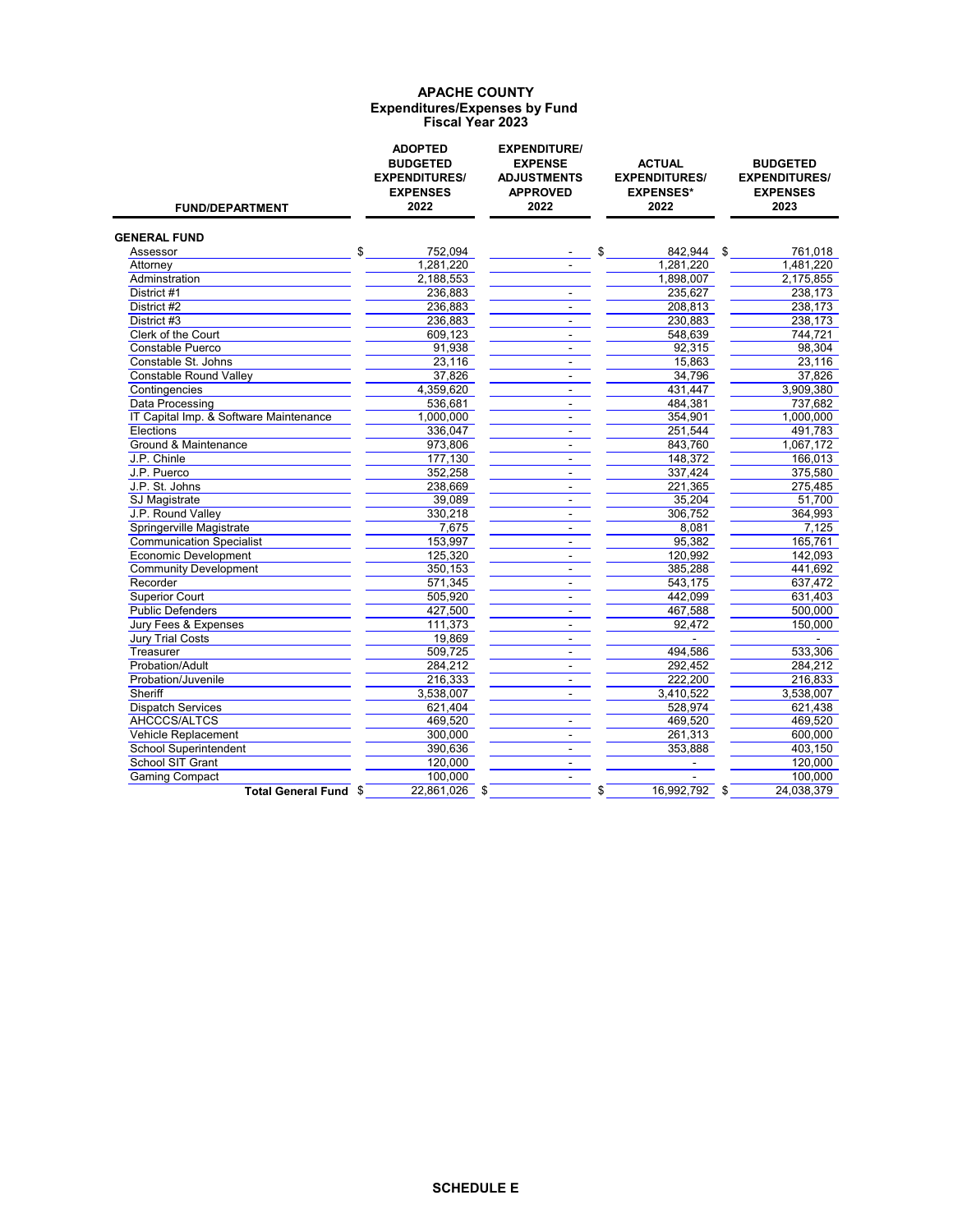# APACHE COUNTY
## Expenditures/Expenses by Fund
## Fiscal Year 2023

| FUND/DEPARTMENT | ADOPTED BUDGETED EXPENDITURES/ EXPENSES 2022 | EXPENDITURE/ EXPENSE ADJUSTMENTS APPROVED 2022 | ACTUAL EXPENDITURES/ EXPENSES* 2022 | BUDGETED EXPENDITURES/ EXPENSES 2023 |
|---|---|---|---|---|
| **GENERAL FUND** | | | | |
| Assessor | $ 752,094 | - | $ 842,944 | $ 761,018 |
| Attorney | 1,281,220 | - | 1,281,220 | 1,481,220 |
| Adminstration | 2,188,553 | | 1,898,007 | 2,175,855 |
| District #1 | 236,883 | - | 235,627 | 238,173 |
| District #2 | 236,883 | - | 208,813 | 238,173 |
| District #3 | 236,883 | - | 230,883 | 238,173 |
| Clerk of the Court | 609,123 | - | 548,639 | 744,721 |
| Constable Puerco | 91,938 | - | 92,315 | 98,304 |
| Constable St. Johns | 23,116 | - | 15,863 | 23,116 |
| Constable Round Valley | 37,826 | - | 34,796 | 37,826 |
| Contingencies | 4,359,620 | - | 431,447 | 3,909,380 |
| Data Processing | 536,681 | - | 484,381 | 737,682 |
| IT Capital Imp. & Software Maintenance | 1,000,000 | - | 354,901 | 1,000,000 |
| Elections | 336,047 | - | 251,544 | 491,783 |
| Ground & Maintenance | 973,806 | - | 843,760 | 1,067,172 |
| J.P. Chinle | 177,130 | - | 148,372 | 166,013 |
| J.P. Puerco | 352,258 | - | 337,424 | 375,580 |
| J.P. St. Johns | 238,669 | - | 221,365 | 275,485 |
| SJ Magistrate | 39,089 | - | 35,204 | 51,700 |
| J.P. Round Valley | 330,218 | - | 306,752 | 364,993 |
| Springerville Magistrate | 7,675 | - | 8,081 | 7,125 |
| Communication Specialist | 153,997 | - | 95,382 | 165,761 |
| Economic Development | 125,320 | - | 120,992 | 142,093 |
| Community Development | 350,153 | - | 385,288 | 441,692 |
| Recorder | 571,345 | - | 543,175 | 637,472 |
| Superior Court | 505,920 | - | 442,099 | 631,403 |
| Public Defenders | 427,500 | - | 467,588 | 500,000 |
| Jury Fees & Expenses | 111,373 | - | 92,472 | 150,000 |
| Jury Trial Costs | 19,869 | - | - | - |
| Treasurer | 509,725 | - | 494,586 | 533,306 |
| Probation/Adult | 284,212 | - | 292,452 | 284,212 |
| Probation/Juvenile | 216,333 | - | 222,200 | 216,833 |
| Sheriff | 3,538,007 | - | 3,410,522 | 3,538,007 |
| Dispatch Services | 621,404 | | 528,974 | 621,438 |
| AHCCCS/ALTCS | 469,520 | - | 469,520 | 469,520 |
| Vehicle Replacement | 300,000 | - | 261,313 | 600,000 |
| School Superintendent | 390,636 | - | 353,888 | 403,150 |
| School SIT Grant | 120,000 | - | - | 120,000 |
| Gaming Compact | 100,000 | - | - | 100,000 |
| **Total General Fund** | $ 22,861,026 | $ | $ 16,992,792 | $ 24,038,379 |

**SCHEDULE E**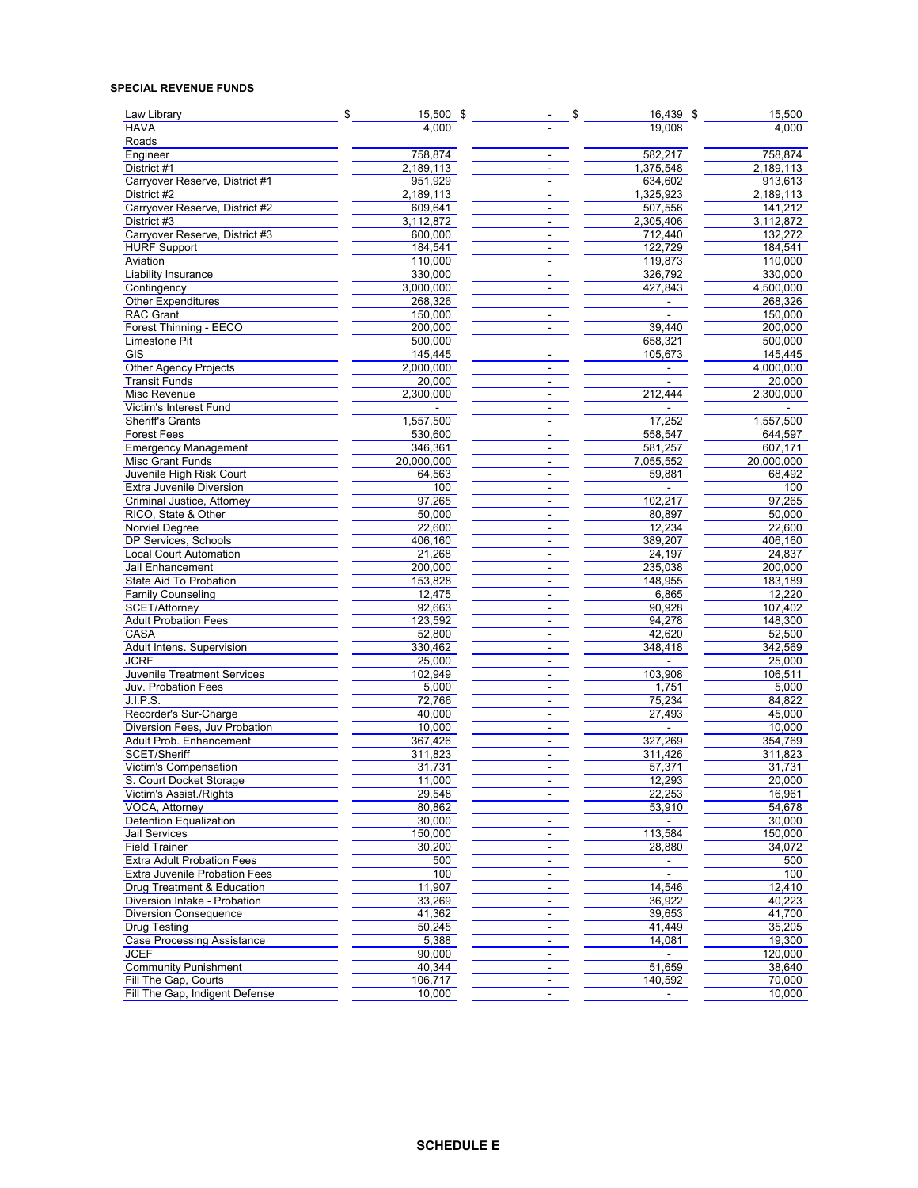**SPECIAL REVENUE FUNDS**

| | | | | |
|---|---|---|---|---|
| Law Library | $ 15,500 | $ - | $ 16,439 | $ 15,500 |
| HAVA | 4,000 | - | 19,008 | 4,000 |
| Roads | | | | |
| Engineer | 758,874 | - | 582,217 | 758,874 |
| District #1 | 2,189,113 | - | 1,375,548 | 2,189,113 |
| Carryover Reserve, District #1 | 951,929 | - | 634,602 | 913,613 |
| District #2 | 2,189,113 | - | 1,325,923 | 2,189,113 |
| Carryover Reserve, District #2 | 609,641 | - | 507,556 | 141,212 |
| District #3 | 3,112,872 | - | 2,305,406 | 3,112,872 |
| Carryover Reserve, District #3 | 600,000 | - | 712,440 | 132,272 |
| HURF Support | 184,541 | - | 122,729 | 184,541 |
| Aviation | 110,000 | - | 119,873 | 110,000 |
| Liability Insurance | 330,000 | - | 326,792 | 330,000 |
| Contingency | 3,000,000 | - | 427,843 | 4,500,000 |
| Other Expenditures | 268,326 | | - | 268,326 |
| RAC Grant | 150,000 | - | - | 150,000 |
| Forest Thinning - EECO | 200,000 | - | 39,440 | 200,000 |
| Limestone Pit | 500,000 | | 658,321 | 500,000 |
| GIS | 145,445 | - | 105,673 | 145,445 |
| Other Agency Projects | 2,000,000 | - | - | 4,000,000 |
| Transit Funds | 20,000 | - | - | 20,000 |
| Misc Revenue | 2,300,000 | - | 212,444 | 2,300,000 |
| Victim's Interest Fund | - | - | - | - |
| Sheriff's Grants | 1,557,500 | - | 17,252 | 1,557,500 |
| Forest Fees | 530,600 | - | 558,547 | 644,597 |
| Emergency Management | 346,361 | - | 581,257 | 607,171 |
| Misc Grant Funds | 20,000,000 | - | 7,055,552 | 20,000,000 |
| Juvenile High Risk Court | 64,563 | - | 59,881 | 68,492 |
| Extra Juvenile Diversion | 100 | - | - | 100 |
| Criminal Justice, Attorney | 97,265 | - | 102,217 | 97,265 |
| RICO, State & Other | 50,000 | - | 80,897 | 50,000 |
| Norviel Degree | 22,600 | - | 12,234 | 22,600 |
| DP Services, Schools | 406,160 | - | 389,207 | 406,160 |
| Local Court Automation | 21,268 | - | 24,197 | 24,837 |
| Jail Enhancement | 200,000 | - | 235,038 | 200,000 |
| State Aid To Probation | 153,828 | - | 148,955 | 183,189 |
| Family Counseling | 12,475 | - | 6,865 | 12,220 |
| SCET/Attorney | 92,663 | - | 90,928 | 107,402 |
| Adult Probation Fees | 123,592 | - | 94,278 | 148,300 |
| CASA | 52,800 | - | 42,620 | 52,500 |
| Adult Intens. Supervision | 330,462 | - | 348,418 | 342,569 |
| JCRF | 25,000 | - | - | 25,000 |
| Juvenile Treatment Services | 102,949 | - | 103,908 | 106,511 |
| Juv. Probation Fees | 5,000 | - | 1,751 | 5,000 |
| J.I.P.S. | 72,766 | - | 75,234 | 84,822 |
| Recorder's Sur-Charge | 40,000 | - | 27,493 | 45,000 |
| Diversion Fees, Juv Probation | 10,000 | - | - | 10,000 |
| Adult Prob. Enhancement | 367,426 | - | 327,269 | 354,769 |
| SCET/Sheriff | 311,823 | - | 311,426 | 311,823 |
| Victim's Compensation | 31,731 | - | 57,371 | 31,731 |
| S. Court Docket Storage | 11,000 | - | 12,293 | 20,000 |
| Victim's Assist./Rights | 29,548 | - | 22,253 | 16,961 |
| VOCA, Attorney | 80,862 | | 53,910 | 54,678 |
| Detention Equalization | 30,000 | - | - | 30,000 |
| Jail Services | 150,000 | - | 113,584 | 150,000 |
| Field Trainer | 30,200 | - | 28,880 | 34,072 |
| Extra Adult Probation Fees | 500 | - | - | 500 |
| Extra Juvenile Probation Fees | 100 | - | - | 100 |
| Drug Treatment & Education | 11,907 | - | 14,546 | 12,410 |
| Diversion Intake - Probation | 33,269 | - | 36,922 | 40,223 |
| Diversion Consequence | 41,362 | - | 39,653 | 41,700 |
| Drug Testing | 50,245 | - | 41,449 | 35,205 |
| Case Processing Assistance | 5,388 | - | 14,081 | 19,300 |
| JCEF | 90,000 | - | - | 120,000 |
| Community Punishment | 40,344 | - | 51,659 | 38,640 |
| Fill The Gap, Courts | 106,717 | - | 140,592 | 70,000 |
| Fill The Gap, Indigent Defense | 10,000 | - | - | 10,000 |

**SCHEDULE E**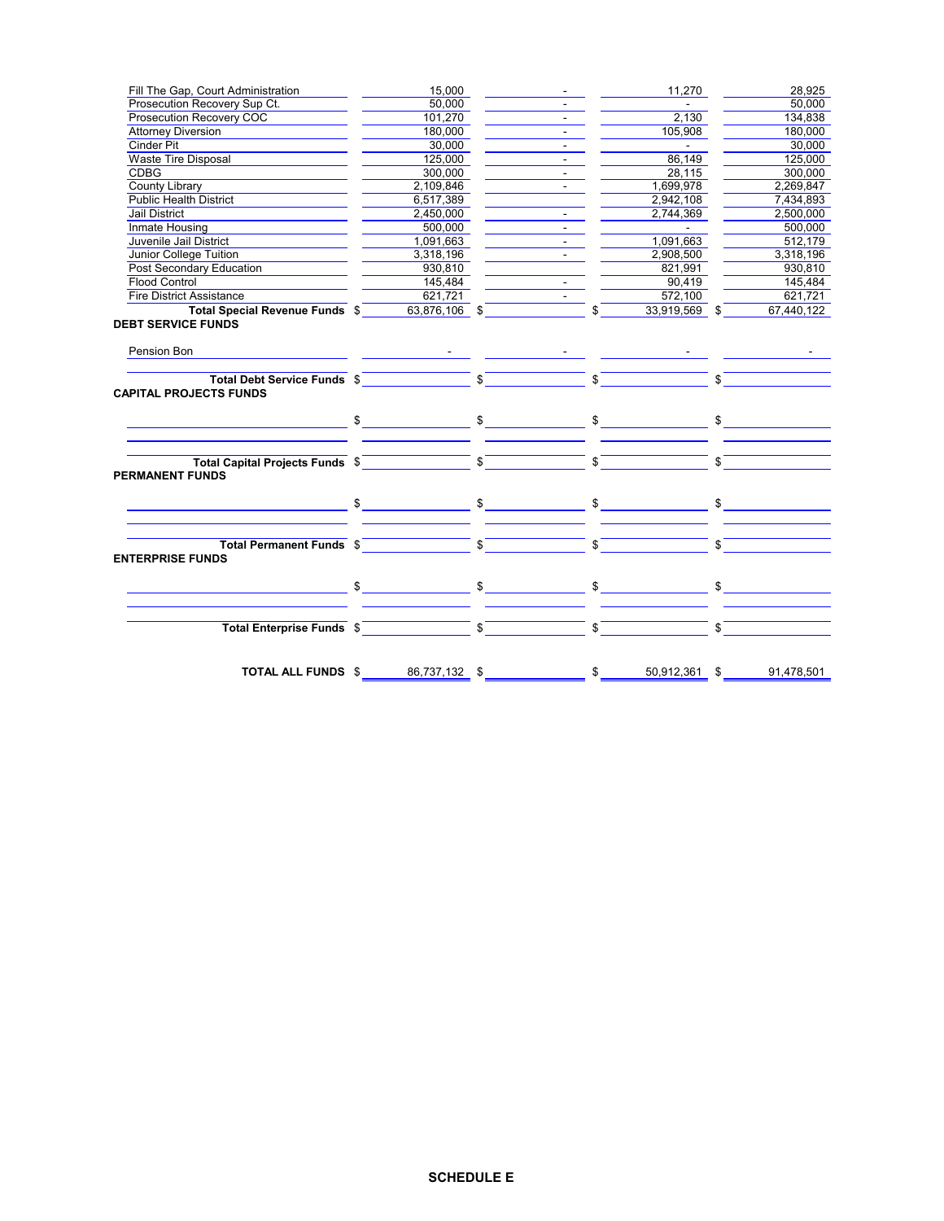| | | | | |
|---|---|---|---|---|
| Fill The Gap, Court Administration | 15,000 | - | 11,270 | 28,925 |
| Prosecution Recovery Sup Ct. | 50,000 | - | - | 50,000 |
| Prosecution Recovery COC | 101,270 | - | 2,130 | 134,838 |
| Attorney Diversion | 180,000 | - | 105,908 | 180,000 |
| Cinder Pit | 30,000 | - | - | 30,000 |
| Waste Tire Disposal | 125,000 | - | 86,149 | 125,000 |
| CDBG | 300,000 | - | 28,115 | 300,000 |
| County Library | 2,109,846 | - | 1,699,978 | 2,269,847 |
| Public Health District | 6,517,389 | | 2,942,108 | 7,434,893 |
| Jail District | 2,450,000 | - | 2,744,369 | 2,500,000 |
| Inmate Housing | 500,000 | - | - | 500,000 |
| Juvenile Jail District | 1,091,663 | - | 1,091,663 | 512,179 |
| Junior College Tuition | 3,318,196 | - | 2,908,500 | 3,318,196 |
| Post Secondary Education | 930,810 | | 821,991 | 930,810 |
| Flood Control | 145,484 | - | 90,419 | 145,484 |
| Fire District Assistance | 621,721 | - | 572,100 | 621,721 |
| **Total Special Revenue Funds** | $ 63,876,106 | $ | $ 33,919,569 | $ 67,440,122 |
| **DEBT SERVICE FUNDS** | | | | |
| Pension Bon | - | - | - | - |
| **Total Debt Service Funds** | $ | $ | $ | $ |
| **CAPITAL PROJECTS FUNDS** | | | | |
| | $ | $ | $ | $ |
| **Total Capital Projects Funds** | $ | $ | $ | $ |
| **PERMANENT FUNDS** | | | | |
| | $ | $ | $ | $ |
| **Total Permanent Funds** | $ | $ | $ | $ |
| **ENTERPRISE FUNDS** | | | | |
| | $ | $ | $ | $ |
| **Total Enterprise Funds** | $ | $ | $ | $ |
| **TOTAL ALL FUNDS** | $ 86,737,132 | $ | $ 50,912,361 | $ 91,478,501 |

**SCHEDULE E**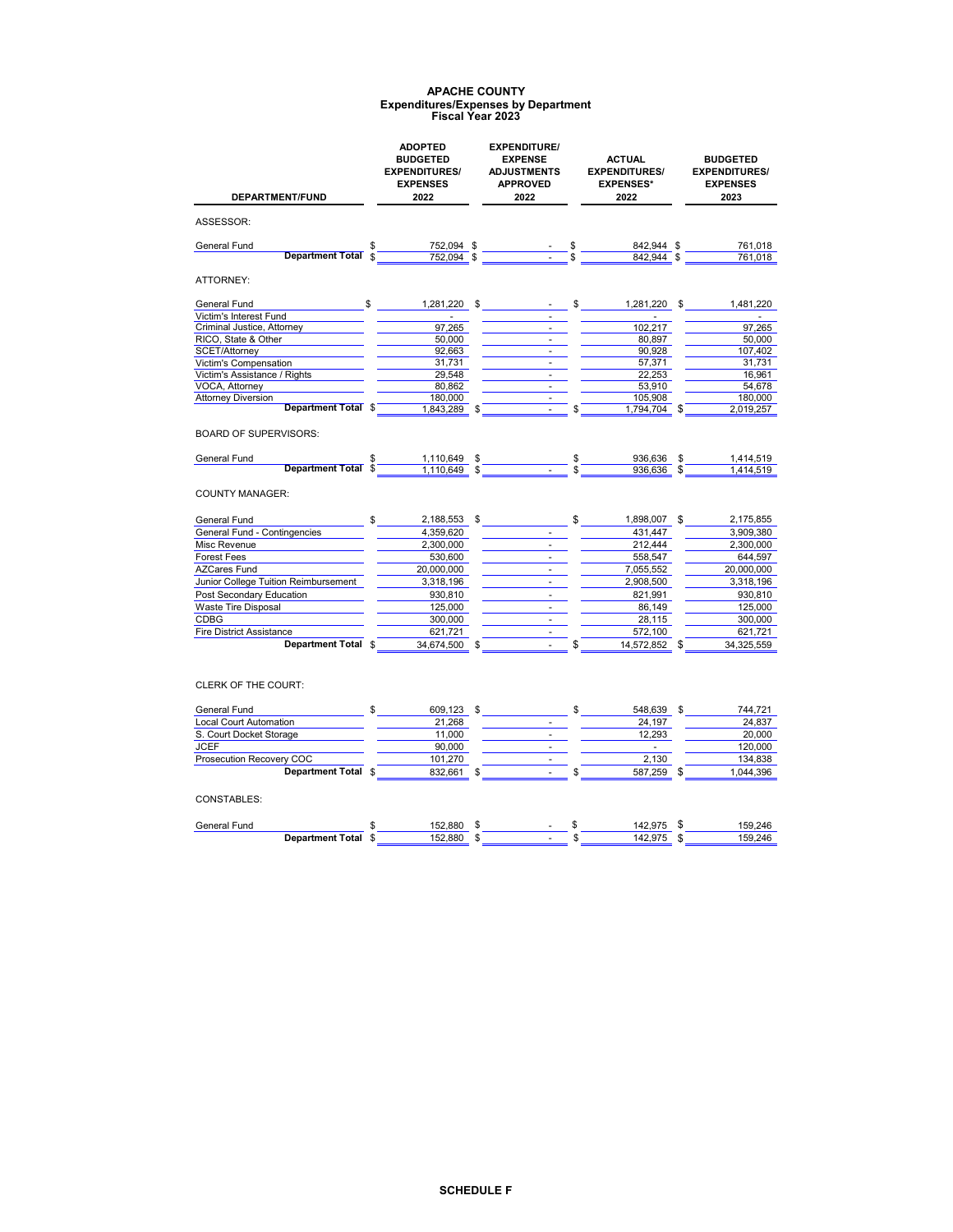# APACHE COUNTY
## Expenditures/Expenses by Department
## Fiscal Year 2023

| DEPARTMENT/FUND | ADOPTED BUDGETED EXPENDITURES/ EXPENSES 2022 | EXPENDITURE/ EXPENSE ADJUSTMENTS APPROVED 2022 | ACTUAL EXPENDITURES/ EXPENSES* 2022 | BUDGETED EXPENDITURES/ EXPENSES 2023 |
|---|---|---|---|---|
| ASSESSOR: | | | | |
| General Fund | $ 752,094 | $ - | $ 842,944 | $ 761,018 |
| **Department Total** | $ 752,094 | $ - | $ 842,944 | $ 761,018 |
| ATTORNEY: | | | | |
| General Fund | $ 1,281,220 | $ - | $ 1,281,220 | $ 1,481,220 |
| Victim's Interest Fund | - | - | - | - |
| Criminal Justice, Attorney | 97,265 | - | 102,217 | 97,265 |
| RICO, State & Other | 50,000 | - | 80,897 | 50,000 |
| SCET/Attorney | 92,663 | - | 90,928 | 107,402 |
| Victim's Compensation | 31,731 | - | 57,371 | 31,731 |
| Victim's Assistance / Rights | 29,548 | - | 22,253 | 16,961 |
| VOCA, Attorney | 80,862 | - | 53,910 | 54,678 |
| Attorney Diversion | 180,000 | - | 105,908 | 180,000 |
| **Department Total** | $ 1,843,289 | $ - | $ 1,794,704 | $ 2,019,257 |
| BOARD OF SUPERVISORS: | | | | |
| General Fund | $ 1,110,649 | $ | $ 936,636 | $ 1,414,519 |
| **Department Total** | $ 1,110,649 | $ - | $ 936,636 | $ 1,414,519 |
| COUNTY MANAGER: | | | | |
| General Fund | $ 2,188,553 | $ | $ 1,898,007 | $ 2,175,855 |
| General Fund - Contingencies | 4,359,620 | - | 431,447 | 3,909,380 |
| Misc Revenue | 2,300,000 | - | 212,444 | 2,300,000 |
| Forest Fees | 530,600 | - | 558,547 | 644,597 |
| AZCares Fund | 20,000,000 | - | 7,055,552 | 20,000,000 |
| Junior College Tuition Reimbursement | 3,318,196 | - | 2,908,500 | 3,318,196 |
| Post Secondary Education | 930,810 | - | 821,991 | 930,810 |
| Waste Tire Disposal | 125,000 | - | 86,149 | 125,000 |
| CDBG | 300,000 | - | 28,115 | 300,000 |
| Fire District Assistance | 621,721 | - | 572,100 | 621,721 |
| **Department Total** | $ 34,674,500 | $ - | $ 14,572,852 | $ 34,325,559 |
| CLERK OF THE COURT: | | | | |
| General Fund | $ 609,123 | $ | $ 548,639 | $ 744,721 |
| Local Court Automation | 21,268 | - | 24,197 | 24,837 |
| S. Court Docket Storage | 11,000 | - | 12,293 | 20,000 |
| JCEF | 90,000 | - | - | 120,000 |
| Prosecution Recovery COC | 101,270 | - | 2,130 | 134,838 |
| **Department Total** | $ 832,661 | $ - | $ 587,259 | $ 1,044,396 |
| CONSTABLES: | | | | |
| General Fund | $ 152,880 | $ - | $ 142,975 | $ 159,246 |
| **Department Total** | $ 152,880 | $ - | $ 142,975 | $ 159,246 |

**SCHEDULE F**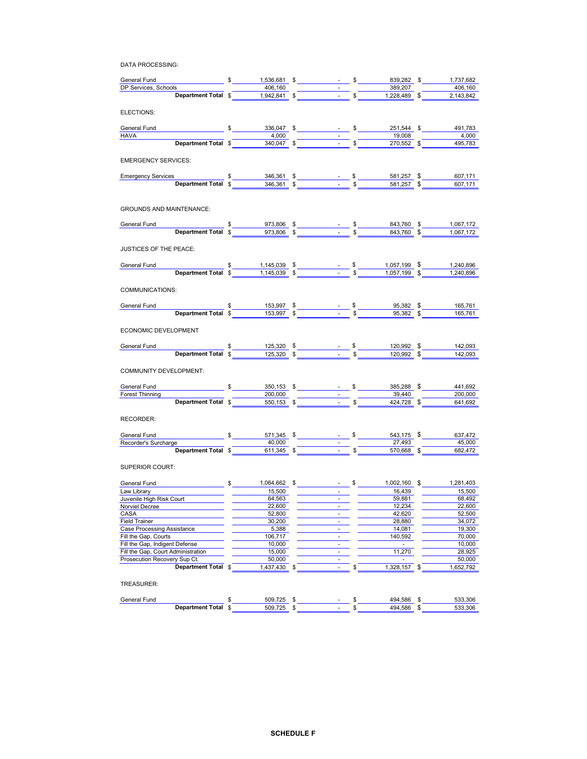DATA PROCESSING:

| | | | | |
|---|---|---|---|---|
| General Fund | $ 1,536,681 | $ - | $ 839,282 | $ 1,737,682 |
| DP Services, Schools | 406,160 | - | 389,207 | 406,160 |
| **Department Total** | $ 1,942,841 | $ - | $ 1,228,489 | $ 2,143,842 |

ELECTIONS:

| | | | | |
|---|---|---|---|---|
| General Fund | $ 336,047 | $ - | $ 251,544 | $ 491,783 |
| HAVA | 4,000 | - | 19,008 | 4,000 |
| **Department Total** | $ 340,047 | $ - | $ 270,552 | $ 495,783 |

EMERGENCY SERVICES:

| | | | | |
|---|---|---|---|---|
| Emergency Services | $ 346,361 | $ - | $ 581,257 | $ 607,171 |
| **Department Total** | $ 346,361 | $ - | $ 581,257 | $ 607,171 |

GROUNDS AND MAINTENANCE:

| | | | | |
|---|---|---|---|---|
| General Fund | $ 973,806 | $ - | $ 843,760 | $ 1,067,172 |
| **Department Total** | $ 973,806 | $ - | $ 843,760 | $ 1,067,172 |

JUSTICES OF THE PEACE:

| | | | | |
|---|---|---|---|---|
| General Fund | $ 1,145,039 | $ - | $ 1,057,199 | $ 1,240,896 |
| **Department Total** | $ 1,145,039 | $ - | $ 1,057,199 | $ 1,240,896 |

COMMUNICATIONS:

| | | | | |
|---|---|---|---|---|
| General Fund | $ 153,997 | $ - | $ 95,382 | $ 165,761 |
| **Department Total** | $ 153,997 | $ - | $ 95,382 | $ 165,761 |

ECONOMIC DEVELOPMENT

| | | | | |
|---|---|---|---|---|
| General Fund | $ 125,320 | $ - | $ 120,992 | $ 142,093 |
| **Department Total** | $ 125,320 | $ - | $ 120,992 | $ 142,093 |

COMMUNITY DEVELOPMENT:

| | | | | |
|---|---|---|---|---|
| General Fund | $ 350,153 | $ - | $ 385,288 | $ 441,692 |
| Forest Thinning | 200,000 | - | 39,440 | 200,000 |
| **Department Total** | $ 550,153 | $ - | $ 424,728 | $ 641,692 |

RECORDER:

| | | | | |
|---|---|---|---|---|
| General Fund | $ 571,345 | $ - | $ 543,175 | $ 637,472 |
| Recorder's Surcharge | 40,000 | - | 27,493 | 45,000 |
| **Department Total** | $ 611,345 | $ - | $ 570,668 | $ 682,472 |

SUPERIOR COURT:

| | | | | |
|---|---|---|---|---|
| General Fund | $ 1,064,662 | $ - | $ 1,002,160 | $ 1,281,403 |
| Law Library | 15,500 | - | 16,439 | 15,500 |
| Juvenile High Risk Court | 64,563 | - | 59,881 | 68,492 |
| Norviel Decree | 22,600 | - | 12,234 | 22,600 |
| CASA | 52,800 | - | 42,620 | 52,500 |
| Field Trainer | 30,200 | - | 28,880 | 34,072 |
| Case Processing Assistance | 5,388 | - | 14,081 | 19,300 |
| Fill the Gap, Courts | 106,717 | - | 140,592 | 70,000 |
| Fill the Gap, Indigent Defense | 10,000 | - | - | 10,000 |
| Fill the Gap, Court Administration | 15,000 | - | 11,270 | 28,925 |
| Prosecution Recovery Sup Ct. | 50,000 | - | - | 50,000 |
| **Department Total** | $ 1,437,430 | $ - | $ 1,328,157 | $ 1,652,792 |

TREASURER:

| | | | | |
|---|---|---|---|---|
| General Fund | $ 509,725 | $ - | $ 494,586 | $ 533,306 |
| **Department Total** | $ 509,725 | $ - | $ 494,586 | $ 533,306 |

**SCHEDULE F**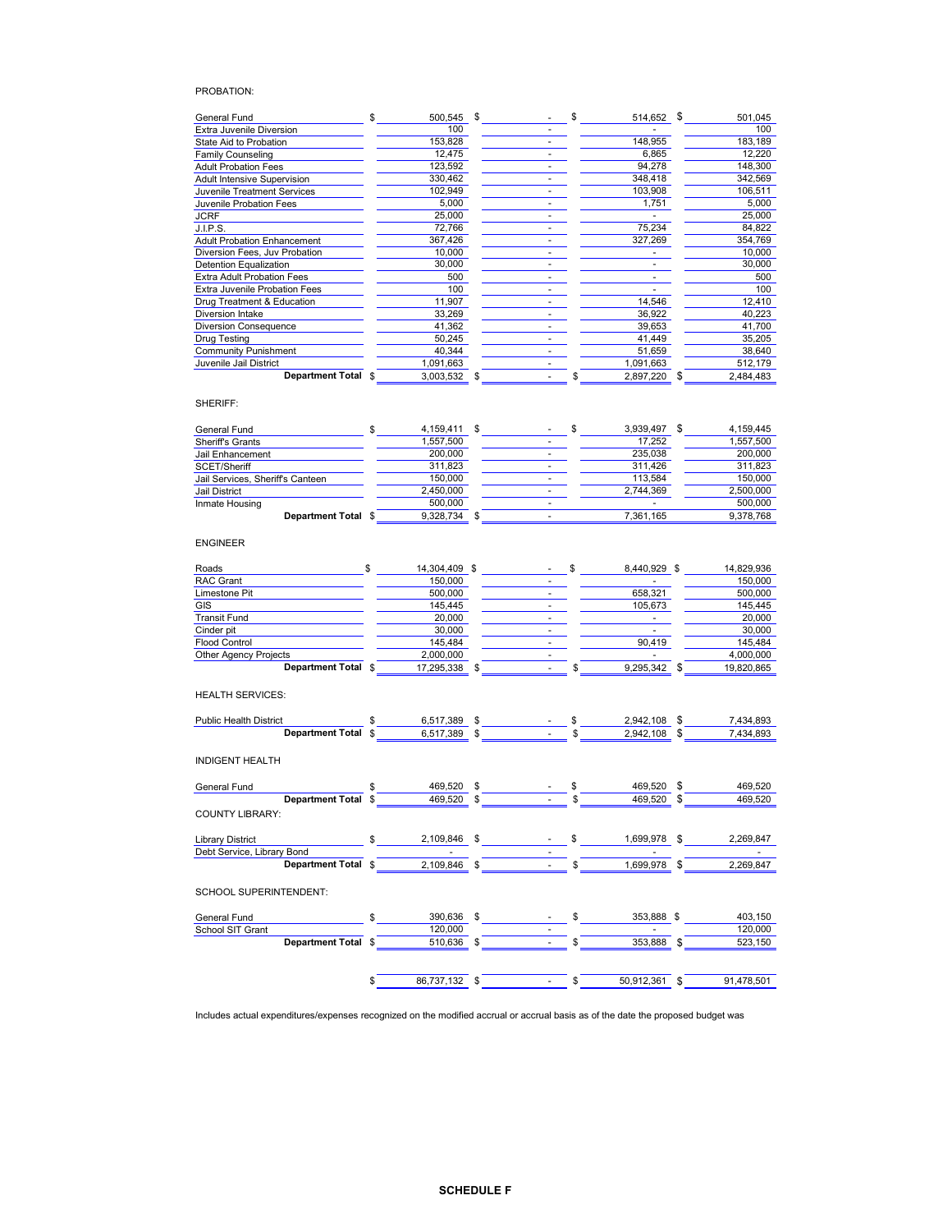PROBATION:

| | | | | |
|---|---|---|---|---|
| General Fund | $ 500,545 | $ - | $ 514,652 | $ 501,045 |
| Extra Juvenile Diversion | 100 | - | - | 100 |
| State Aid to Probation | 153,828 | - | 148,955 | 183,189 |
| Family Counseling | 12,475 | - | 6,865 | 12,220 |
| Adult Probation Fees | 123,592 | - | 94,278 | 148,300 |
| Adult Intensive Supervision | 330,462 | - | 348,418 | 342,569 |
| Juvenile Treatment Services | 102,949 | - | 103,908 | 106,511 |
| Juvenile Probation Fees | 5,000 | - | 1,751 | 5,000 |
| JCRF | 25,000 | - | - | 25,000 |
| J.I.P.S. | 72,766 | - | 75,234 | 84,822 |
| Adult Probation Enhancement | 367,426 | - | 327,269 | 354,769 |
| Diversion Fees, Juv Probation | 10,000 | - | - | 10,000 |
| Detention Equalization | 30,000 | - | - | 30,000 |
| Extra Adult Probation Fees | 500 | - | - | 500 |
| Extra Juvenile Probation Fees | 100 | - | - | 100 |
| Drug Treatment & Education | 11,907 | - | 14,546 | 12,410 |
| Diversion Intake | 33,269 | - | 36,922 | 40,223 |
| Diversion Consequence | 41,362 | - | 39,653 | 41,700 |
| Drug Testing | 50,245 | - | 41,449 | 35,205 |
| Community Punishment | 40,344 | - | 51,659 | 38,640 |
| Juvenile Jail District | 1,091,663 | - | 1,091,663 | 512,179 |
| **Department Total** | $ 3,003,532 | $ - | $ 2,897,220 | $ 2,484,483 |

SHERIFF:

| | | | | |
|---|---|---|---|---|
| General Fund | $ 4,159,411 | $ - | $ 3,939,497 | $ 4,159,445 |
| Sheriff's Grants | 1,557,500 | - | 17,252 | 1,557,500 |
| Jail Enhancement | 200,000 | - | 235,038 | 200,000 |
| SCET/Sheriff | 311,823 | - | 311,426 | 311,823 |
| Jail Services, Sheriff's Canteen | 150,000 | - | 113,584 | 150,000 |
| Jail District | 2,450,000 | - | 2,744,369 | 2,500,000 |
| Inmate Housing | 500,000 | - | - | 500,000 |
| **Department Total** | $ 9,328,734 | $ - | 7,361,165 | 9,378,768 |

ENGINEER

| | | | | |
|---|---|---|---|---|
| Roads | $ 14,304,409 | $ - | $ 8,440,929 | $ 14,829,936 |
| RAC Grant | 150,000 | - | - | 150,000 |
| Limestone Pit | 500,000 | - | 658,321 | 500,000 |
| GIS | 145,445 | - | 105,673 | 145,445 |
| Transit Fund | 20,000 | - | - | 20,000 |
| Cinder pit | 30,000 | - | - | 30,000 |
| Flood Control | 145,484 | - | 90,419 | 145,484 |
| Other Agency Projects | 2,000,000 | - | - | 4,000,000 |
| **Department Total** | $ 17,295,338 | $ - | $ 9,295,342 | $ 19,820,865 |

HEALTH SERVICES:

| | | | | |
|---|---|---|---|---|
| Public Health District | $ 6,517,389 | $ - | $ 2,942,108 | $ 7,434,893 |
| **Department Total** | $ 6,517,389 | $ - | $ 2,942,108 | $ 7,434,893 |

INDIGENT HEALTH

| | | | | |
|---|---|---|---|---|
| General Fund | $ 469,520 | $ - | $ 469,520 | $ 469,520 |
| **Department Total** | $ 469,520 | $ - | $ 469,520 | $ 469,520 |

COUNTY LIBRARY:

| | | | | |
|---|---|---|---|---|
| Library District | $ 2,109,846 | $ - | $ 1,699,978 | $ 2,269,847 |
| Debt Service, Library Bond | - | - | - | - |
| **Department Total** | $ 2,109,846 | $ - | $ 1,699,978 | $ 2,269,847 |

SCHOOL SUPERINTENDENT:

| | | | | |
|---|---|---|---|---|
| General Fund | $ 390,636 | $ - | $ 353,888 | $ 403,150 |
| School SIT Grant | 120,000 | - | - | 120,000 |
| **Department Total** | $ 510,636 | $ - | $ 353,888 | $ 523,150 |
| | $ 86,737,132 | $ - | $ 50,912,361 | $ 91,478,501 |

Includes actual expenditures/expenses recognized on the modified accrual or accrual basis as of the date the proposed budget was

**SCHEDULE F**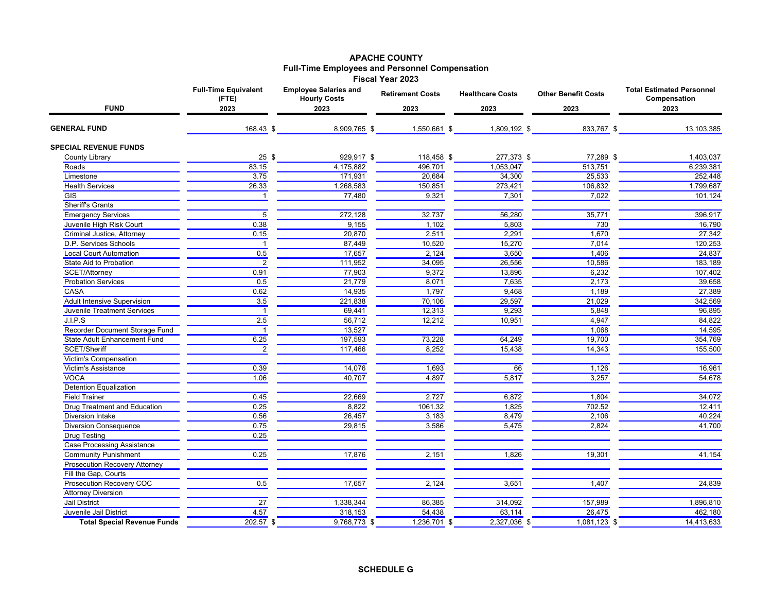# APACHE COUNTY
## Full-Time Employees and Personnel Compensation
### Fiscal Year 2023

| FUND | Full-Time Equivalent (FTE) 2023 | Employee Salaries and Hourly Costs 2023 | Retirement Costs 2023 | Healthcare Costs 2023 | Other Benefit Costs 2023 | Total Estimated Personnel Compensation 2023 |
|---|---|---|---|---|---|---|
| **GENERAL FUND** | 168.43 | $ 8,909,765 | $ 1,550,661 | $ 1,809,192 | $ 833,767 | $ 13,103,385 |
| **SPECIAL REVENUE FUNDS** | | | | | | |
| County Library | 25 | $ 929,917 | $ 118,458 | $ 277,373 | $ 77,289 | $ 1,403,037 |
| Roads | 83.15 | 4,175,882 | 496,701 | 1,053,047 | 513,751 | 6,239,381 |
| Limestone | 3.75 | 171,931 | 20,684 | 34,300 | 25,533 | 252,448 |
| Health Services | 26.33 | 1,268,583 | 150,851 | 273,421 | 106,832 | 1,799,687 |
| GIS | 1 | 77,480 | 9,321 | 7,301 | 7,022 | 101,124 |
| Sheriff's Grants | | | | | | |
| Emergency Services | 5 | 272,128 | 32,737 | 56,280 | 35,771 | 396,917 |
| Juvenile High Risk Court | 0.38 | 9,155 | 1,102 | 5,803 | 730 | 16,790 |
| Criminal Justice, Attorney | 0.15 | 20,870 | 2,511 | 2,291 | 1,670 | 27,342 |
| D.P. Services Schools | 1 | 87,449 | 10,520 | 15,270 | 7,014 | 120,253 |
| Local Court Automation | 0.5 | 17,657 | 2,124 | 3,650 | 1,406 | 24,837 |
| State Aid to Probation | 2 | 111,952 | 34,095 | 26,556 | 10,586 | 183,189 |
| SCET/Attorney | 0.91 | 77,903 | 9,372 | 13,896 | 6,232 | 107,402 |
| Probation Services | 0.5 | 21,779 | 8,071 | 7,635 | 2,173 | 39,658 |
| CASA | 0.62 | 14,935 | 1,797 | 9,468 | 1,189 | 27,389 |
| Adult Intensive Supervision | 3.5 | 221,838 | 70,106 | 29,597 | 21,029 | 342,569 |
| Juvenile Treatment Services | 1 | 69,441 | 12,313 | 9,293 | 5,848 | 96,895 |
| J.I.P.S | 2.5 | 56,712 | 12,212 | 10,951 | 4,947 | 84,822 |
| Recorder Document Storage Fund | 1 | 13,527 | | | 1,068 | 14,595 |
| State Adult Enhancement Fund | 6.25 | 197,593 | 73,228 | 64,249 | 19,700 | 354,769 |
| SCET/Sheriff | 2 | 117,466 | 8,252 | 15,438 | 14,343 | 155,500 |
| Victim's Compensation | | | | | | |
| Victim's Assistance | 0.39 | 14,076 | 1,693 | 66 | 1,126 | 16,961 |
| VOCA | 1.06 | 40,707 | 4,897 | 5,817 | 3,257 | 54,678 |
| Detention Equalization | | | | | | |
| Field Trainer | 0.45 | 22,669 | 2,727 | 6,872 | 1,804 | 34,072 |
| Drug Treatment and Education | 0.25 | 8,822 | 1061.32 | 1,825 | 702.52 | 12,411 |
| Diversion Intake | 0.56 | 26,457 | 3,183 | 8,479 | 2,106 | 40,224 |
| Diversion Consequence | 0.75 | 29,815 | 3,586 | 5,475 | 2,824 | 41,700 |
| Drug Testing | 0.25 | | | | | |
| Case Processing Assistance | | | | | | |
| Community Punishment | 0.25 | 17,876 | 2,151 | 1,826 | 19,301 | 41,154 |
| Prosecution Recovery Attorney | | | | | | |
| Fill the Gap, Courts | | | | | | |
| Prosecution Recovery COC | 0.5 | 17,657 | 2,124 | 3,651 | 1,407 | 24,839 |
| Attorney Diversion | | | | | | |
| Jail District | 27 | 1,338,344 | 86,385 | 314,092 | 157,989 | 1,896,810 |
| Juvenile Jail District | 4.57 | 318,153 | 54,438 | 63,114 | 26,475 | 462,180 |
| **Total Special Revenue Funds** | 202.57 | $ 9,768,773 | $ 1,236,701 | $ 2,327,036 | $ 1,081,123 | $ 14,413,633 |

SCHEDULE G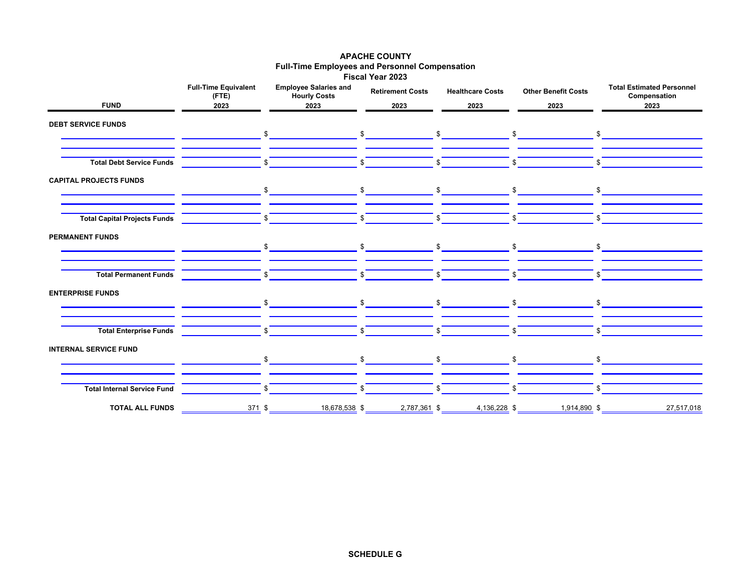# APACHE COUNTY
## Full-Time Employees and Personnel Compensation
### Fiscal Year 2023

| FUND | Full-Time Equivalent (FTE) 2023 | Employee Salaries and Hourly Costs 2023 | Retirement Costs 2023 | Healthcare Costs 2023 | Other Benefit Costs 2023 | Total Estimated Personnel Compensation 2023 |
|---|---|---|---|---|---|---|
| **DEBT SERVICE FUNDS** | | | | | | |
| | | $ | $ | $ | $ | $ |
| | | | | | | |
| **Total Debt Service Funds** | | $ | $ | $ | $ | $ |
| **CAPITAL PROJECTS FUNDS** | | | | | | |
| | | $ | $ | $ | $ | $ |
| | | | | | | |
| **Total Capital Projects Funds** | | $ | $ | $ | $ | $ |
| **PERMANENT FUNDS** | | | | | | |
| | | $ | $ | $ | $ | $ |
| | | | | | | |
| **Total Permanent Funds** | | $ | $ | $ | $ | $ |
| **ENTERPRISE FUNDS** | | | | | | |
| | | $ | $ | $ | $ | $ |
| | | | | | | |
| **Total Enterprise Funds** | | $ | $ | $ | $ | $ |
| **INTERNAL SERVICE FUND** | | | | | | |
| | | $ | $ | $ | $ | $ |
| | | | | | | |
| **Total Internal Service Fund** | | $ | $ | $ | $ | $ |
| **TOTAL ALL FUNDS** | 371 | $ 18,678,538 | $ 2,787,361 | $ 4,136,228 | $ 1,914,890 | $ 27,517,018 |

**SCHEDULE G**